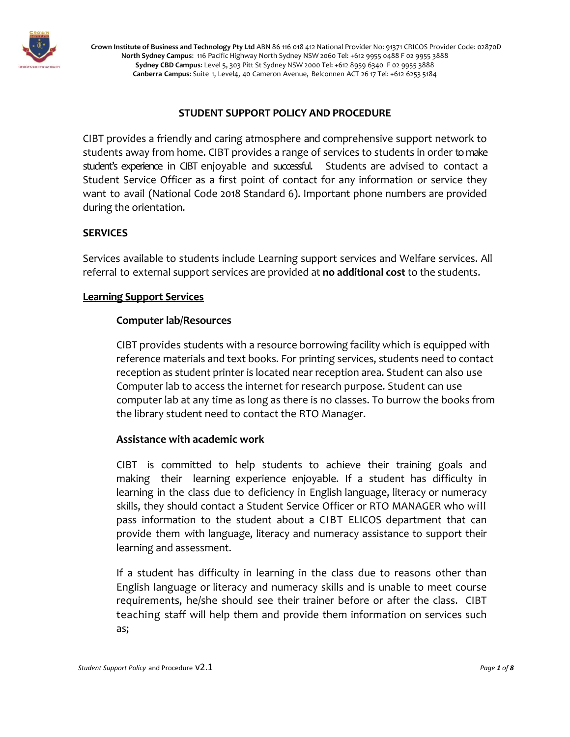Crown Institute of Business and Technology Pty Ltd ABN 86 116 018 412 National Provider No: 91371 CRICOS Provider Code: 02870D
**North Sydney Campus**: 116 Pacific Highway North Sydney NSW 2060 Tel: +612 9955 0488 F 02 9955 3888
**Sydney CBD Campus**: Level 5, 303 Pitt St Sydney NSW 2000 Tel: +612 8959 6340 F 02 9955 3888
**Canberra Campus**: Suite 1, Level4, 40 Cameron Avenue, Belconnen ACT 26 17 Tel: +612 6253 5184

# STUDENT SUPPORT POLICY AND PROCEDURE

CIBT provides a friendly and caring atmosphere and comprehensive support network to students away from home. CIBT provides a range of services to students in order to make student's experience in CIBT enjoyable and successful. Students are advised to contact a Student Service Officer as a first point of contact for any information or service they want to avail (National Code 2018 Standard 6). Important phone numbers are provided during the orientation.

## SERVICES

Services available to students include Learning support services and Welfare services. All referral to external support services are provided at **no additional cost** to the students.

### Learning Support Services

#### Computer lab/Resources

CIBT provides students with a resource borrowing facility which is equipped with reference materials and text books. For printing services, students need to contact reception as student printer is located near reception area. Student can also use Computer lab to access the internet for research purpose. Student can use computer lab at any time as long as there is no classes. To burrow the books from the library student need to contact the RTO Manager.

#### Assistance with academic work

CIBT is committed to help students to achieve their training goals and making their learning experience enjoyable. If a student has difficulty in learning in the class due to deficiency in English language, literacy or numeracy skills, they should contact a Student Service Officer or RTO MANAGER who will pass information to the student about a CIBT ELICOS department that can provide them with language, literacy and numeracy assistance to support their learning and assessment.

If a student has difficulty in learning in the class due to reasons other than English language or literacy and numeracy skills and is unable to meet course requirements, he/she should see their trainer before or after the class. CIBT teaching staff will help them and provide them information on services such as;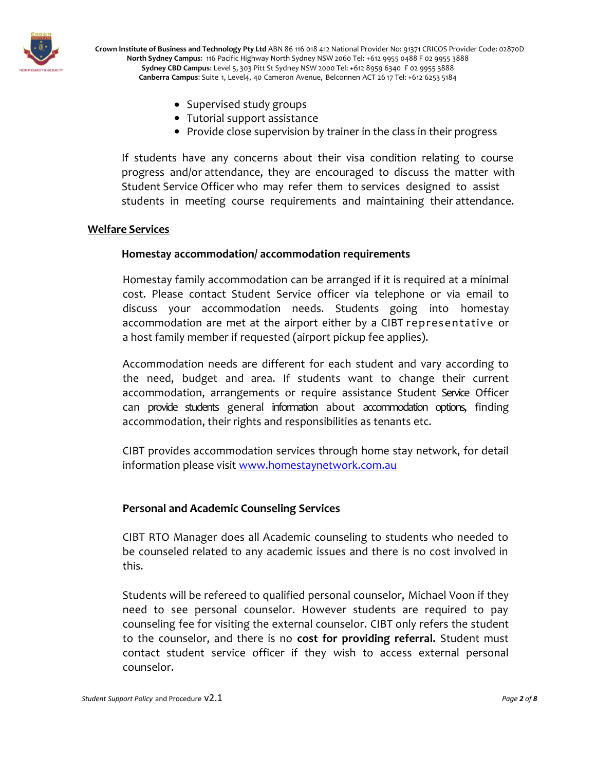- Supervised study groups
- Tutorial support assistance
- Provide close supervision by trainer in the class in their progress

If students have any concerns about their visa condition relating to course progress and/or attendance, they are encouraged to discuss the matter with Student Service Officer who may refer them to services designed to assist students in meeting course requirements and maintaining their attendance.

## Welfare Services

### Homestay accommodation/ accommodation requirements

Homestay family accommodation can be arranged if it is required at a minimal cost. Please contact Student Service officer via telephone or via email to discuss your accommodation needs. Students going into homestay accommodation are met at the airport either by a CIBT representative or a host family member if requested (airport pickup fee applies).

Accommodation needs are different for each student and vary according to the need, budget and area. If students want to change their current accommodation, arrangements or require assistance Student Service Officer can provide students general information about accommodation options, finding accommodation, their rights and responsibilities as tenants etc.

CIBT provides accommodation services through home stay network, for detail information please visit www.homestaynetwork.com.au

### Personal and Academic Counseling Services

CIBT RTO Manager does all Academic counseling to students who needed to be counseled related to any academic issues and there is no cost involved in this.

Students will be refereed to qualified personal counselor, Michael Voon if they need to see personal counselor. However students are required to pay counseling fee for visiting the external counselor. CIBT only refers the student to the counselor, and there is no **cost for providing referral.** Student must contact student service officer if they wish to access external personal counselor.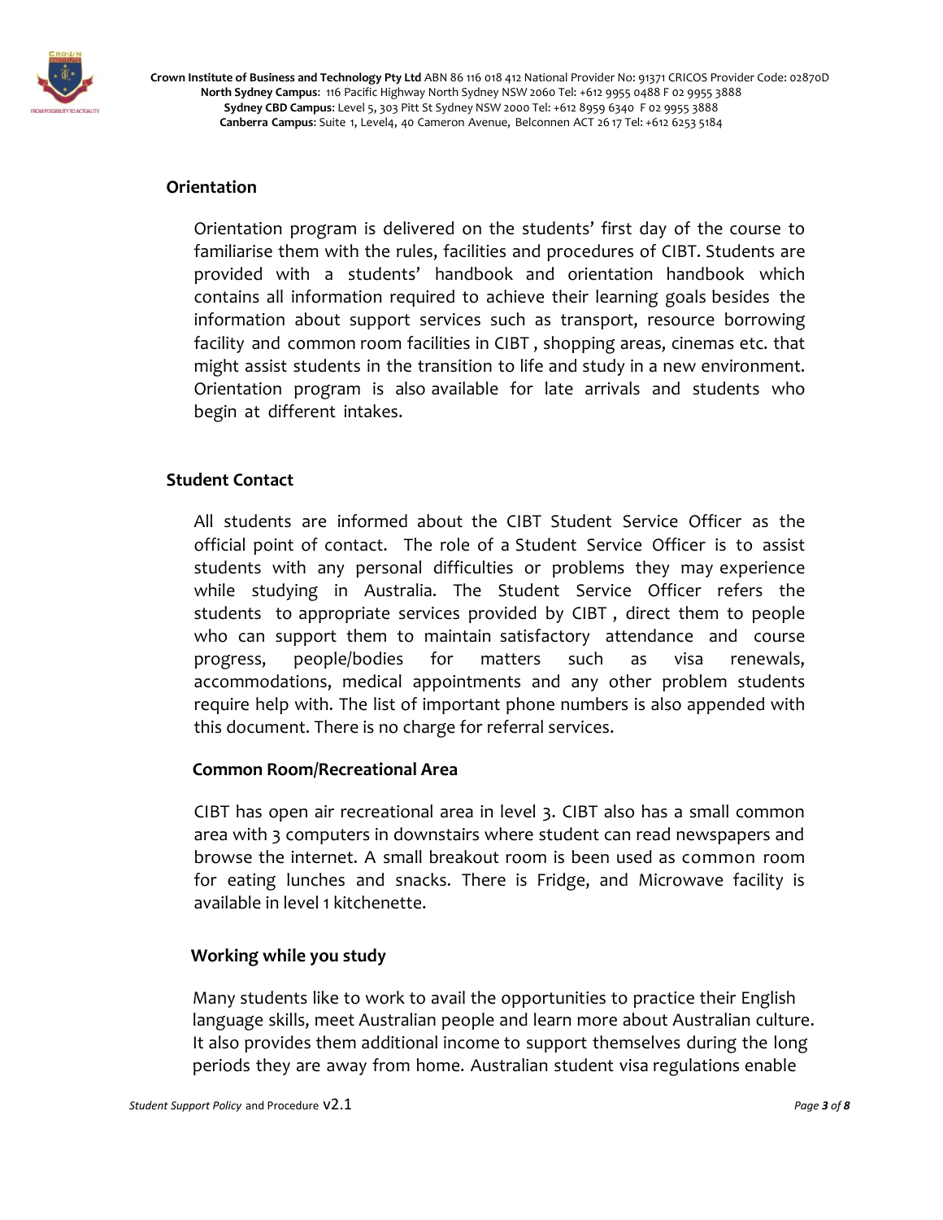## Orientation

Orientation program is delivered on the students' first day of the course to familiarise them with the rules, facilities and procedures of CIBT. Students are provided with a students' handbook and orientation handbook which contains all information required to achieve their learning goals besides the information about support services such as transport, resource borrowing facility and common room facilities in CIBT , shopping areas, cinemas etc. that might assist students in the transition to life and study in a new environment. Orientation program is also available for late arrivals and students who begin at different intakes.

## Student Contact

All students are informed about the CIBT Student Service Officer as the official point of contact. The role of a Student Service Officer is to assist students with any personal difficulties or problems they may experience while studying in Australia. The Student Service Officer refers the students to appropriate services provided by CIBT , direct them to people who can support them to maintain satisfactory attendance and course progress, people/bodies for matters such as visa renewals, accommodations, medical appointments and any other problem students require help with. The list of important phone numbers is also appended with this document. There is no charge for referral services.

### Common Room/Recreational Area

CIBT has open air recreational area in level 3. CIBT also has a small common area with 3 computers in downstairs where student can read newspapers and browse the internet. A small breakout room is been used as common room for eating lunches and snacks. There is Fridge, and Microwave facility is available in level 1 kitchenette.

### Working while you study

Many students like to work to avail the opportunities to practice their English language skills, meet Australian people and learn more about Australian culture. It also provides them additional income to support themselves during the long periods they are away from home. Australian student visa regulations enable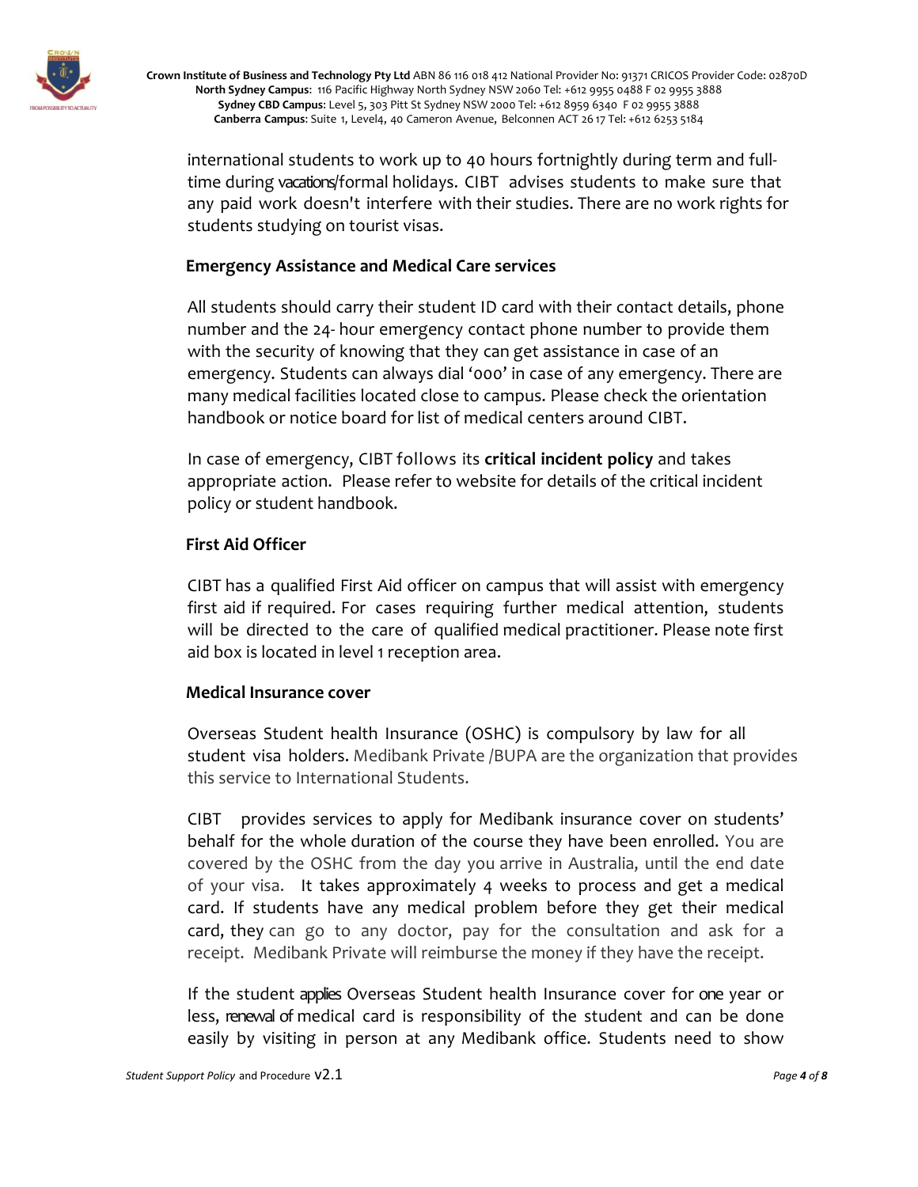international students to work up to 40 hours fortnightly during term and full-time during vacations/formal holidays. CIBT advises students to make sure that any paid work doesn't interfere with their studies. There are no work rights for students studying on tourist visas.

## Emergency Assistance and Medical Care services

All students should carry their student ID card with their contact details, phone number and the 24- hour emergency contact phone number to provide them with the security of knowing that they can get assistance in case of an emergency. Students can always dial '000' in case of any emergency. There are many medical facilities located close to campus. Please check the orientation handbook or notice board for list of medical centers around CIBT.

In case of emergency, CIBT follows its **critical incident policy** and takes appropriate action. Please refer to website for details of the critical incident policy or student handbook.

## First Aid Officer

CIBT has a qualified First Aid officer on campus that will assist with emergency first aid if required. For cases requiring further medical attention, students will be directed to the care of qualified medical practitioner. Please note first aid box is located in level 1 reception area.

## Medical Insurance cover

Overseas Student health Insurance (OSHC) is compulsory by law for all student visa holders. Medibank Private /BUPA are the organization that provides this service to International Students.

CIBT provides services to apply for Medibank insurance cover on students' behalf for the whole duration of the course they have been enrolled. You are covered by the OSHC from the day you arrive in Australia, until the end date of your visa. It takes approximately 4 weeks to process and get a medical card. If students have any medical problem before they get their medical card, they can go to any doctor, pay for the consultation and ask for a receipt. Medibank Private will reimburse the money if they have the receipt.

If the student applies Overseas Student health Insurance cover for one year or less, renewal of medical card is responsibility of the student and can be done easily by visiting in person at any Medibank office. Students need to show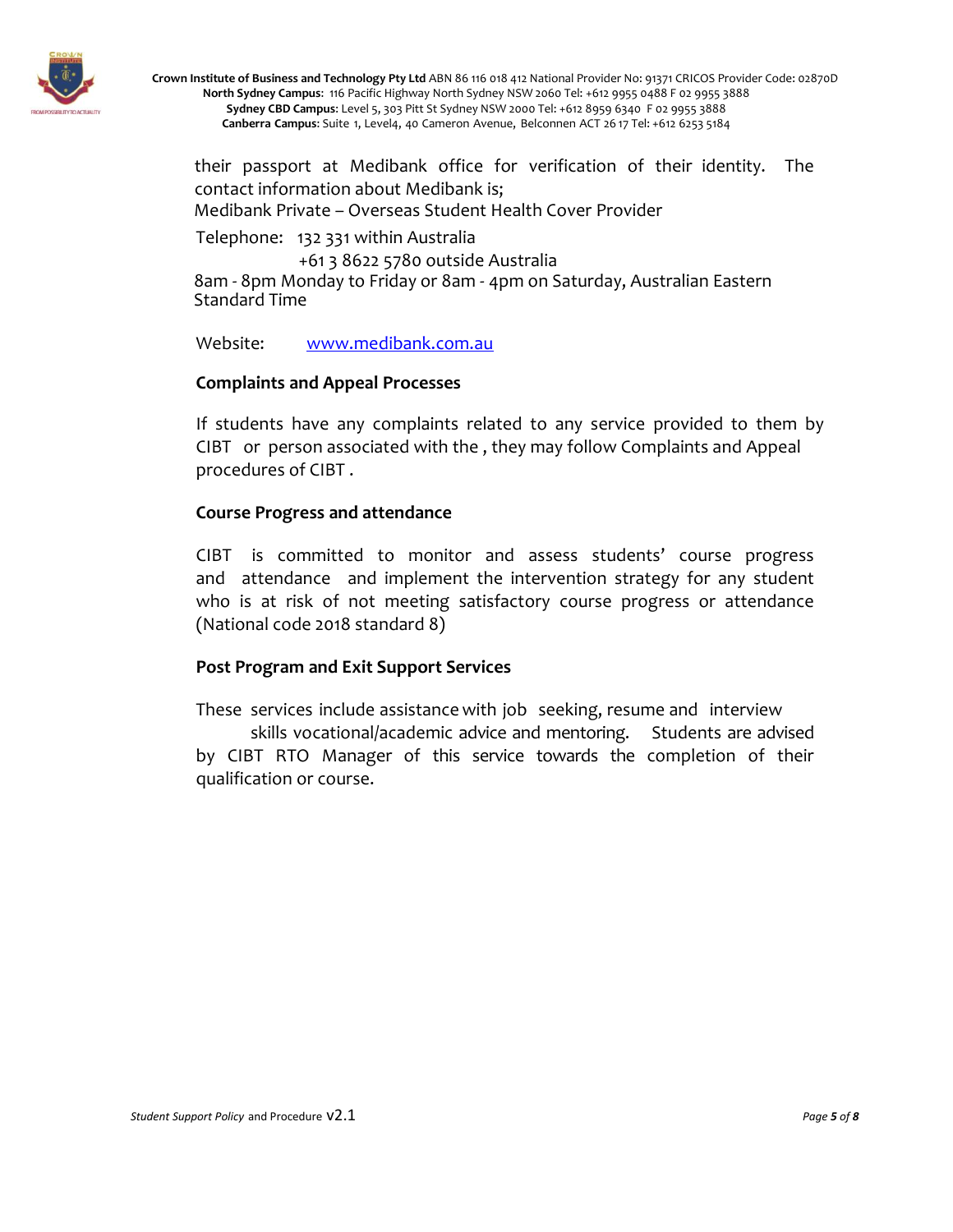their passport at Medibank office for verification of their identity. The contact information about Medibank is;
Medibank Private – Overseas Student Health Cover Provider

Telephone: 132 331 within Australia
+61 3 8622 5780 outside Australia
8am - 8pm Monday to Friday or 8am - 4pm on Saturday, Australian Eastern Standard Time

Website: www.medibank.com.au

**Complaints and Appeal Processes**

If students have any complaints related to any service provided to them by CIBT or person associated with the , they may follow Complaints and Appeal procedures of CIBT .

**Course Progress and attendance**

CIBT is committed to monitor and assess students' course progress and attendance and implement the intervention strategy for any student who is at risk of not meeting satisfactory course progress or attendance (National code 2018 standard 8)

**Post Program and Exit Support Services**

These services include assistance with job seeking, resume and interview skills vocational/academic advice and mentoring. Students are advised by CIBT RTO Manager of this service towards the completion of their qualification or course.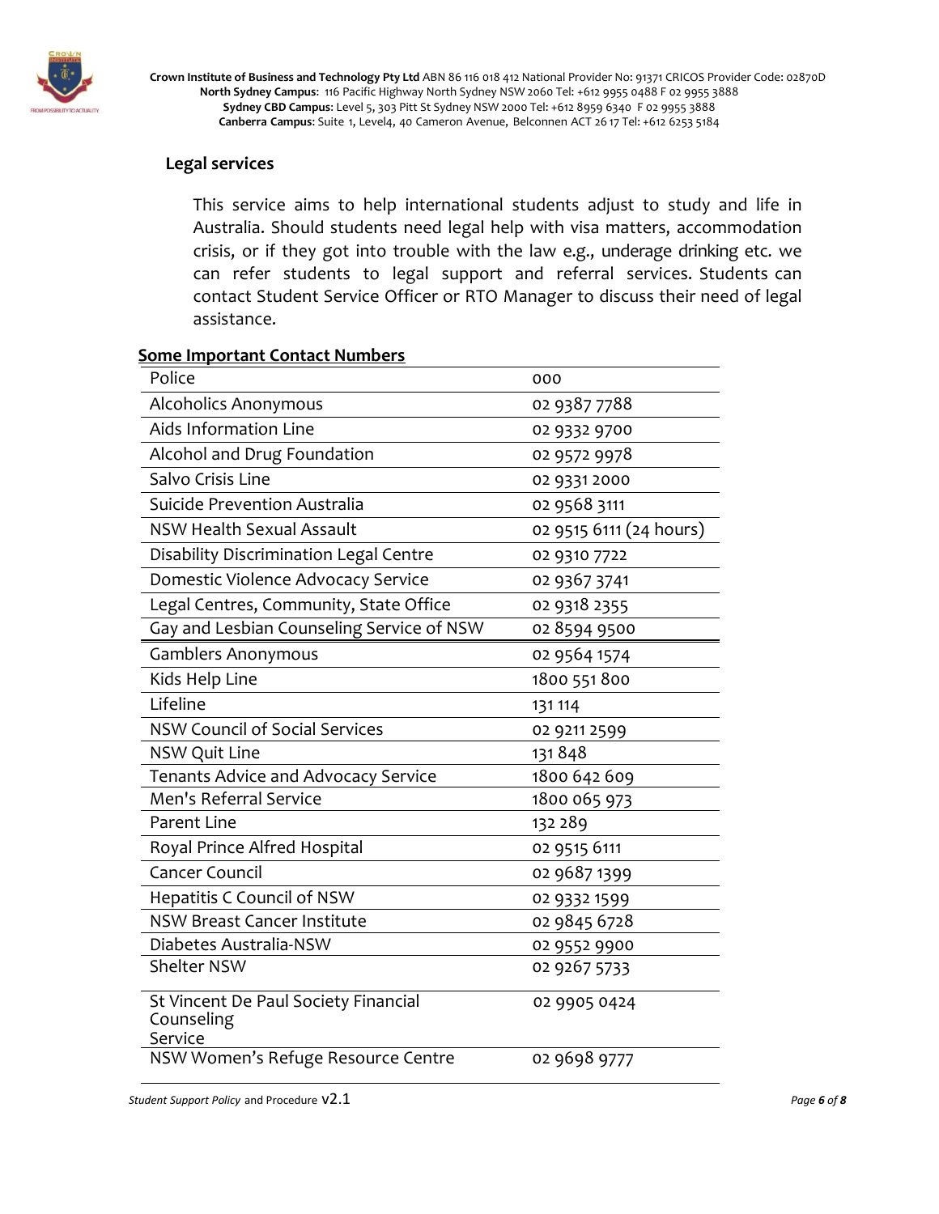## Legal services

This service aims to help international students adjust to study and life in Australia. Should students need legal help with visa matters, accommodation crisis, or if they got into trouble with the law e.g., underage drinking etc. we can refer students to legal support and referral services. Students can contact Student Service Officer or RTO Manager to discuss their need of legal assistance.

**Some Important Contact Numbers**

| | |
|---|---|
| Police | 000 |
| Alcoholics Anonymous | 02 9387 7788 |
| Aids Information Line | 02 9332 9700 |
| Alcohol and Drug Foundation | 02 9572 9978 |
| Salvo Crisis Line | 02 9331 2000 |
| Suicide Prevention Australia | 02 9568 3111 |
| NSW Health Sexual Assault | 02 9515 6111 (24 hours) |
| Disability Discrimination Legal Centre | 02 9310 7722 |
| Domestic Violence Advocacy Service | 02 9367 3741 |
| Legal Centres, Community, State Office | 02 9318 2355 |
| Gay and Lesbian Counseling Service of NSW | 02 8594 9500 |
| Gamblers Anonymous | 02 9564 1574 |
| Kids Help Line | 1800 551 800 |
| Lifeline | 131 114 |
| NSW Council of Social Services | 02 9211 2599 |
| NSW Quit Line | 131 848 |
| Tenants Advice and Advocacy Service | 1800 642 609 |
| Men's Referral Service | 1800 065 973 |
| Parent Line | 132 289 |
| Royal Prince Alfred Hospital | 02 9515 6111 |
| Cancer Council | 02 9687 1399 |
| Hepatitis C Council of NSW | 02 9332 1599 |
| NSW Breast Cancer Institute | 02 9845 6728 |
| Diabetes Australia-NSW | 02 9552 9900 |
| Shelter NSW | 02 9267 5733 |
| St Vincent De Paul Society Financial Counseling Service | 02 9905 0424 |
| NSW Women's Refuge Resource Centre | 02 9698 9777 |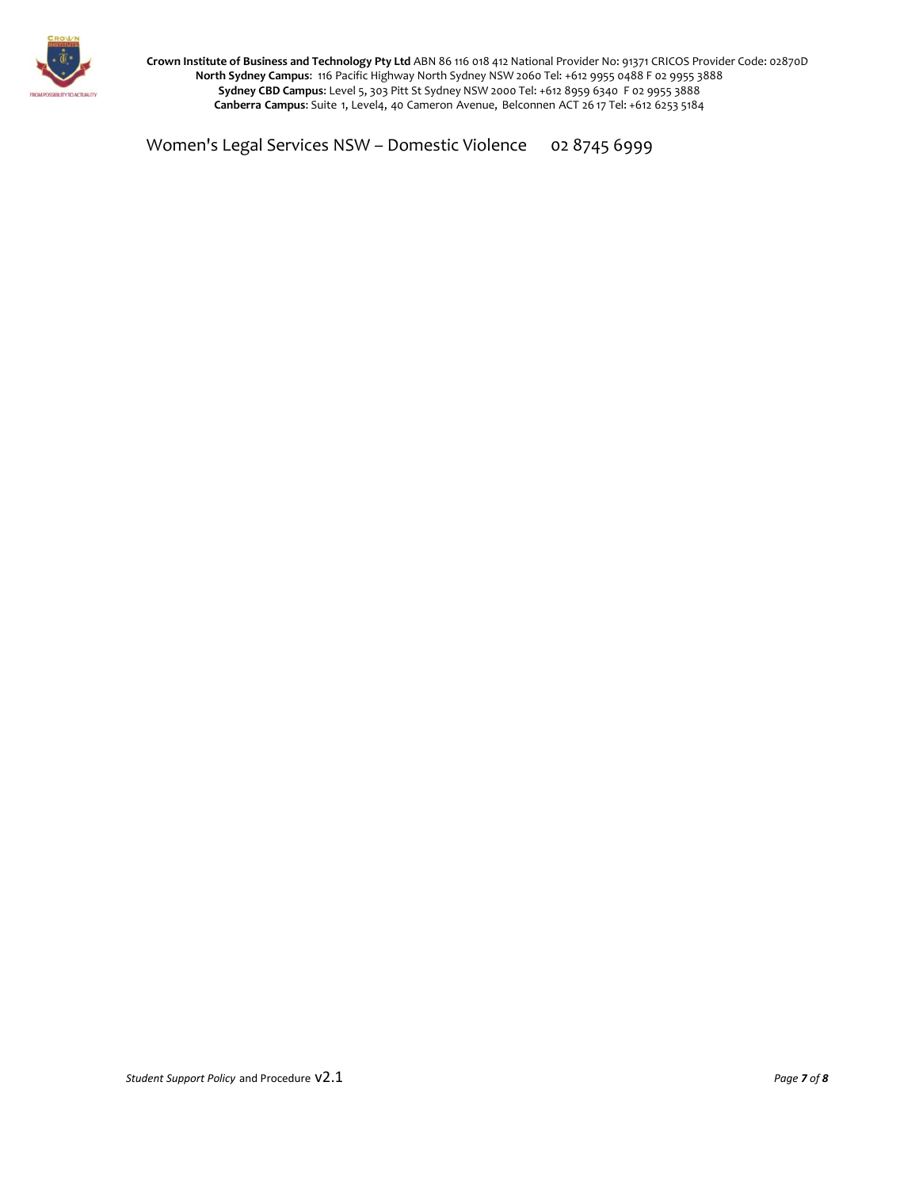Women's Legal Services NSW – Domestic Violence 02 8745 6999